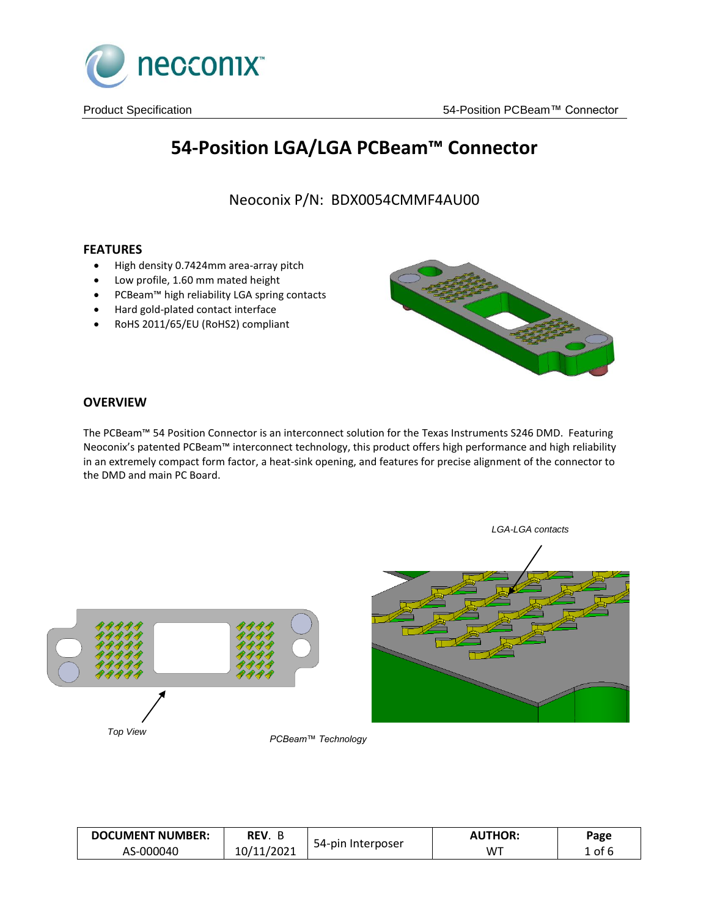# 54-Position LGA/LGA PCBeam™ Connector

Neoconix P/N: BDX0054CMMF4AU00

## FEATURES

- High density 0.7424mm area-array pitch
- Low profile, 1.60 mm mated height
- PCBeam™ high reliability LGA spring contacts
- Hard gold-plated contact interface
- RoHS 2011/65/EU (RoHS2) compliant

## OVERVIEW

The PCBeam™ 54 Position Connector is an interconnect solution for the Texas Instruments S246 DMD. Featuring Neoconix's patented PCBeam™ interconnect technology, this product offers high performance and high reliability in an extremely compact form factor, a heat-sink opening, and features for precise alignment of the connector to the DMD and main PC Board.

*LGA-LGA contacts*

*Top View*

*PCBeam™ Technology*

| DOCUMENT NUMBER: | REV. B | 54-pin Interposer | AUTHOR: |
|---|---|---|---|
| AS-000040 | 10/11/2021 | | WT |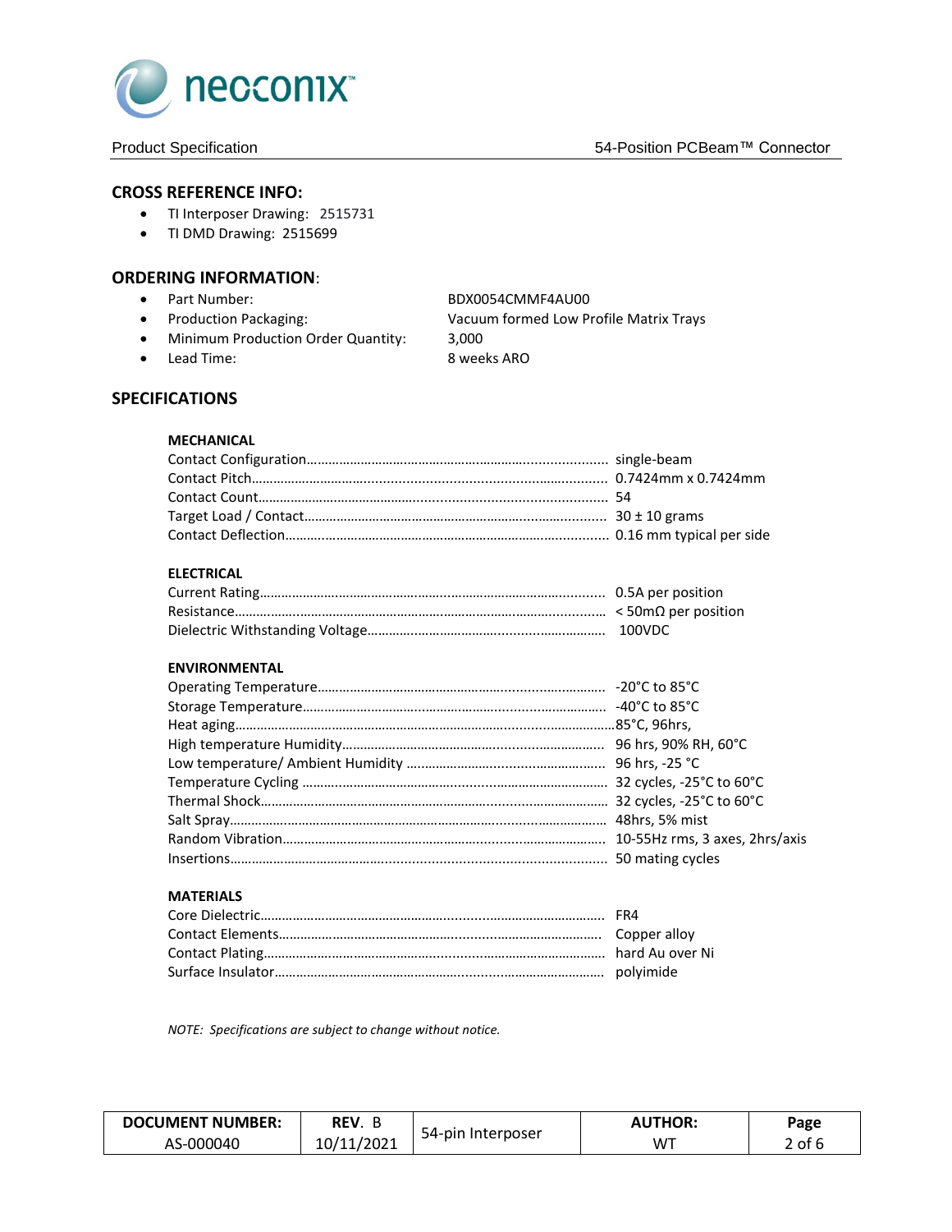## CROSS REFERENCE INFO:

- TI Interposer Drawing: 2515731
- TI DMD Drawing: 2515699

## ORDERING INFORMATION:

- Part Number: BDX0054CMMF4AU00
- Production Packaging: Vacuum formed Low Profile Matrix Trays
- Minimum Production Order Quantity: 3,000
- Lead Time: 8 weeks ARO

## SPECIFICATIONS

### MECHANICAL

| | |
|---|---|
| Contact Configuration | single-beam |
| Contact Pitch | 0.7424mm x 0.7424mm |
| Contact Count | 54 |
| Target Load / Contact | 30 ± 10 grams |
| Contact Deflection | 0.16 mm typical per side |

### ELECTRICAL

| | |
|---|---|
| Current Rating | 0.5A per position |
| Resistance | < 50mΩ per position |
| Dielectric Withstanding Voltage | 100VDC |

### ENVIRONMENTAL

| | |
|---|---|
| Operating Temperature | -20°C to 85°C |
| Storage Temperature | -40°C to 85°C |
| Heat aging | 85°C, 96hrs, |
| High temperature Humidity | 96 hrs, 90% RH, 60°C |
| Low temperature/ Ambient Humidity | 96 hrs, -25 °C |
| Temperature Cycling | 32 cycles, -25°C to 60°C |
| Thermal Shock | 32 cycles, -25°C to 60°C |
| Salt Spray | 48hrs, 5% mist |
| Random Vibration | 10-55Hz rms, 3 axes, 2hrs/axis |
| Insertions | 50 mating cycles |

### MATERIALS

| | |
|---|---|
| Core Dielectric | FR4 |
| Contact Elements | Copper alloy |
| Contact Plating | hard Au over Ni |
| Surface Insulator | polyimide |

*NOTE: Specifications are subject to change without notice.*

| DOCUMENT NUMBER: | REV. B | 54-pin Interposer | AUTHOR: |
|---|---|---|---|
| AS-000040 | 10/11/2021 | | WT |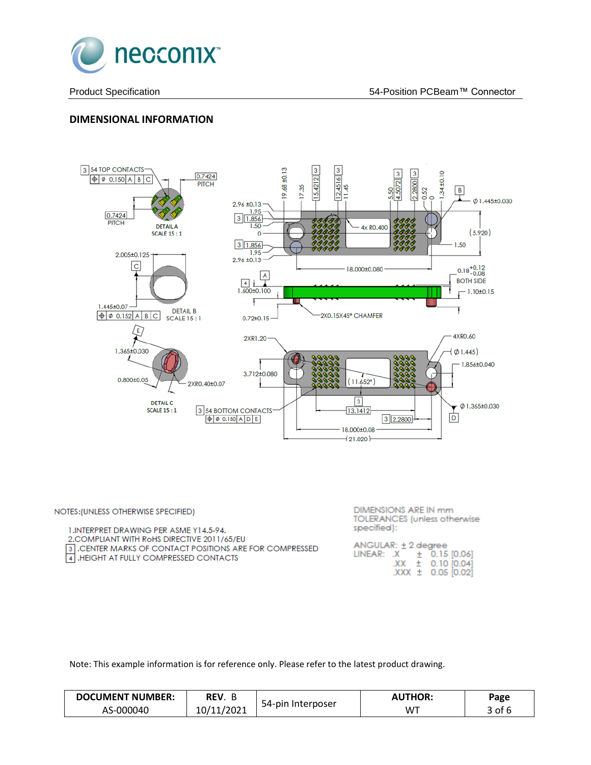## DIMENSIONAL INFORMATION

NOTES:(UNLESS OTHERWISE SPECIFIED)

1. INTERPRET DRAWING PER ASME Y14.5-94.
2. COMPLIANT WITH RoHS DIRECTIVE 2011/65/EU
3. CENTER MARKS OF CONTACT POSITIONS ARE FOR COMPRESSED
4. HEIGHT AT FULLY COMPRESSED CONTACTS

DIMENSIONS ARE IN mm
TOLERANCES (unless otherwise specified):

ANGULAR: ± 2 degree
LINEAR: .X ± 0.15 [0.06]
.XX ± 0.10 [0.04]
.XXX ± 0.05 [0.02]

Note: This example information is for reference only. Please refer to the latest product drawing.

| DOCUMENT NUMBER: | REV. B | 54-pin Interposer | AUTHOR: |
|---|---|---|---|
| AS-000040 | 10/11/2021 | | WT |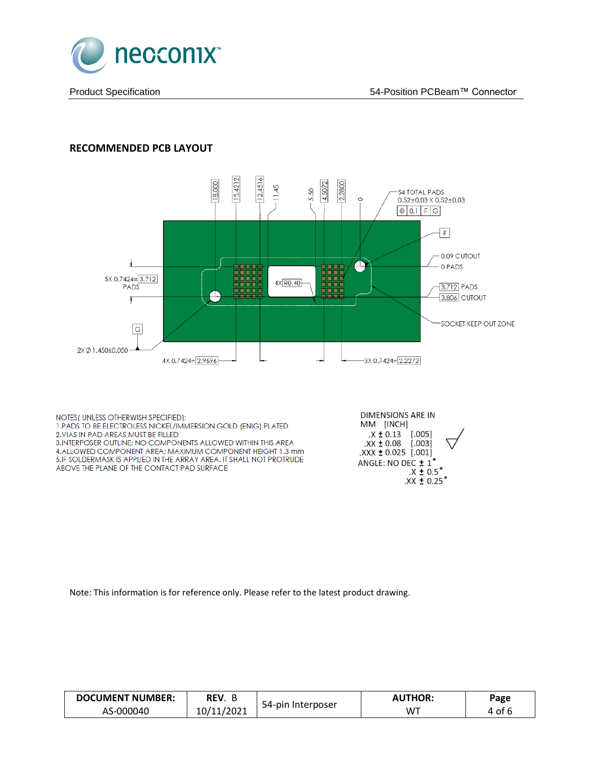## RECOMMENDED PCB LAYOUT

18.000 15.4212 12.4516 11.45 5.50 4.5072 2.2800 0

54 TOTAL PADS
0.52±0.03 X 0.52±0.03
⌖ 0.1 F G

F

0.09 CUTOUT
0 PADS

5X 0.7424=3.712
PADS

4X R0.40

3.712 PADS
3.806 CUTOUT

SOCKET KEEP OUT ZONE

G

2X Ø 1.450±0.050

4X 0.7424=2.9696

3X 0.7424=2.2272

NOTES( UNLESS OTHERWISH SPECIFIED):
1.PADS TO BE ELECTROLESS NICKEL/IMMERSION GOLD (ENIG) PLATED
2.VIAS IN PAD AREAS MUST BE FILLED
3.INTERPOSER OUTLINE; NO COMPONENTS ALLOWED WITHIN THIS AREA
4.ALLOWED COMPONENT AREA; MAXIMUM COMPONENT HEIGHT 1.3 mm
5.IF SOLDERMASK IS APPLIED IN THE ARRAY AREA. IT SHALL NOT PROTRUDE ABOVE THE PLANE OF THE CONTACT PAD SURFACE

DIMENSIONS ARE IN
MM [INCH]
.X ± 0.13 [.005]
.XX ± 0.08 [.003]
.XXX ± 0.025 [.001]
ANGLE: NO DEC ± 1°
.X ± 0.5°
.XX ± 0.25°

Note: This information is for reference only. Please refer to the latest product drawing.

| DOCUMENT NUMBER: | REV. B | 54-pin Interposer | AUTHOR: | Page |
| --- | --- | --- | --- | --- |
| AS-000040 | 10/11/2021 | | WT | 4 of 6 |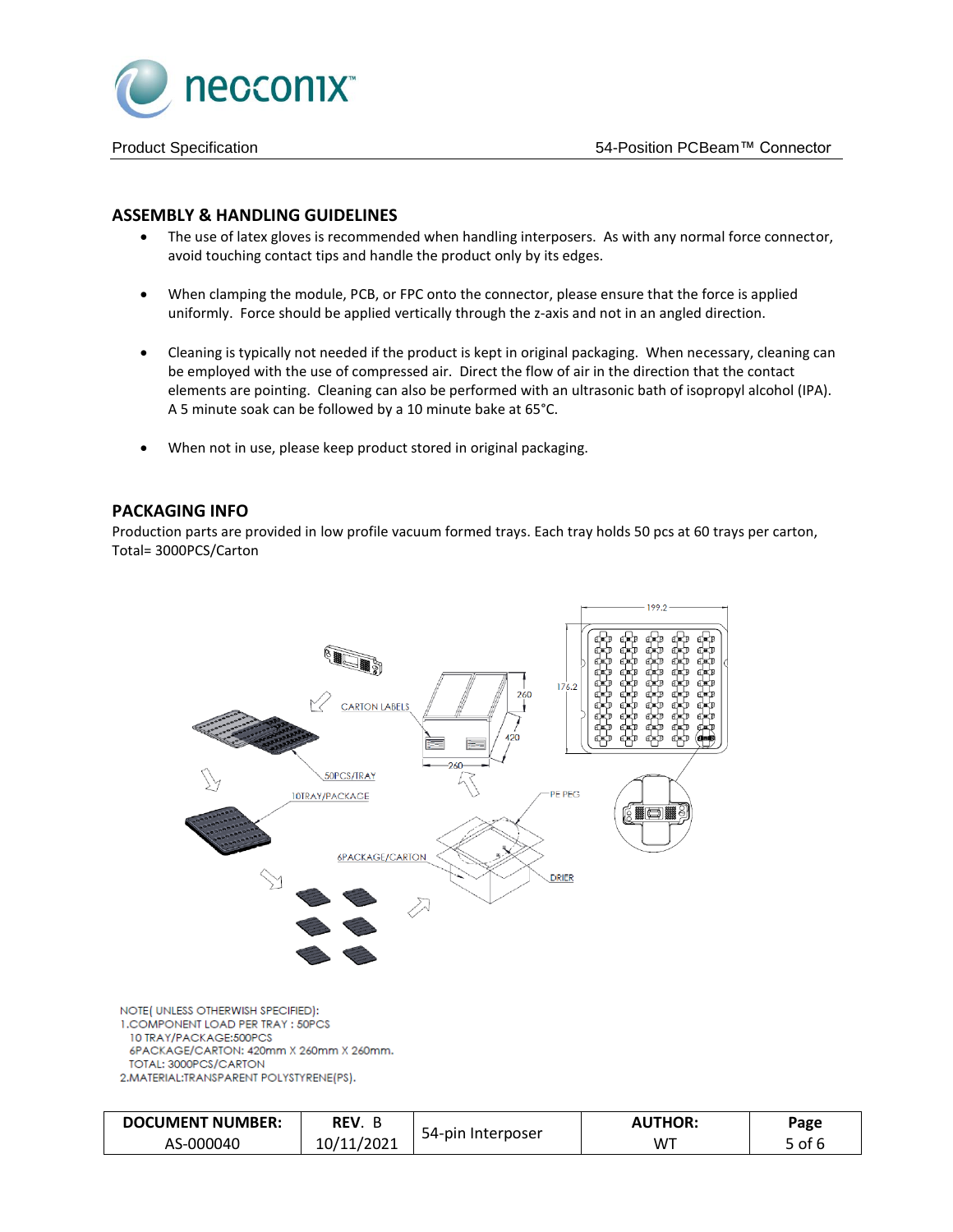## ASSEMBLY & HANDLING GUIDELINES

- The use of latex gloves is recommended when handling interposers. As with any normal force connector, avoid touching contact tips and handle the product only by its edges.
- When clamping the module, PCB, or FPC onto the connector, please ensure that the force is applied uniformly. Force should be applied vertically through the z-axis and not in an angled direction.
- Cleaning is typically not needed if the product is kept in original packaging. When necessary, cleaning can be employed with the use of compressed air. Direct the flow of air in the direction that the contact elements are pointing. Cleaning can also be performed with an ultrasonic bath of isopropyl alcohol (IPA). A 5 minute soak can be followed by a 10 minute bake at 65°C.
- When not in use, please keep product stored in original packaging.

## PACKAGING INFO

Production parts are provided in low profile vacuum formed trays. Each tray holds 50 pcs at 60 trays per carton, Total= 3000PCS/Carton

CARTON LABELS

50PCS/TRAY

10TRAY/PACKAGE

6PACKAGE/CARTON

PE PEG

DRIER

260 260 420

199.2

176.2

NOTE( UNLESS OTHERWISH SPECIFIED):
1.COMPONENT LOAD PER TRAY : 50PCS
10 TRAY/PACKAGE:500PCS
6PACKAGE/CARTON: 420mm X 260mm X 260mm.
TOTAL: 3000PCS/CARTON
2.MATERIAL:TRANSPARENT POLYSTYRENE(PS).

| DOCUMENT NUMBER: AS-000040 | REV. B 10/11/2021 | 54-pin Interposer | AUTHOR: WT |
|---|---|---|---|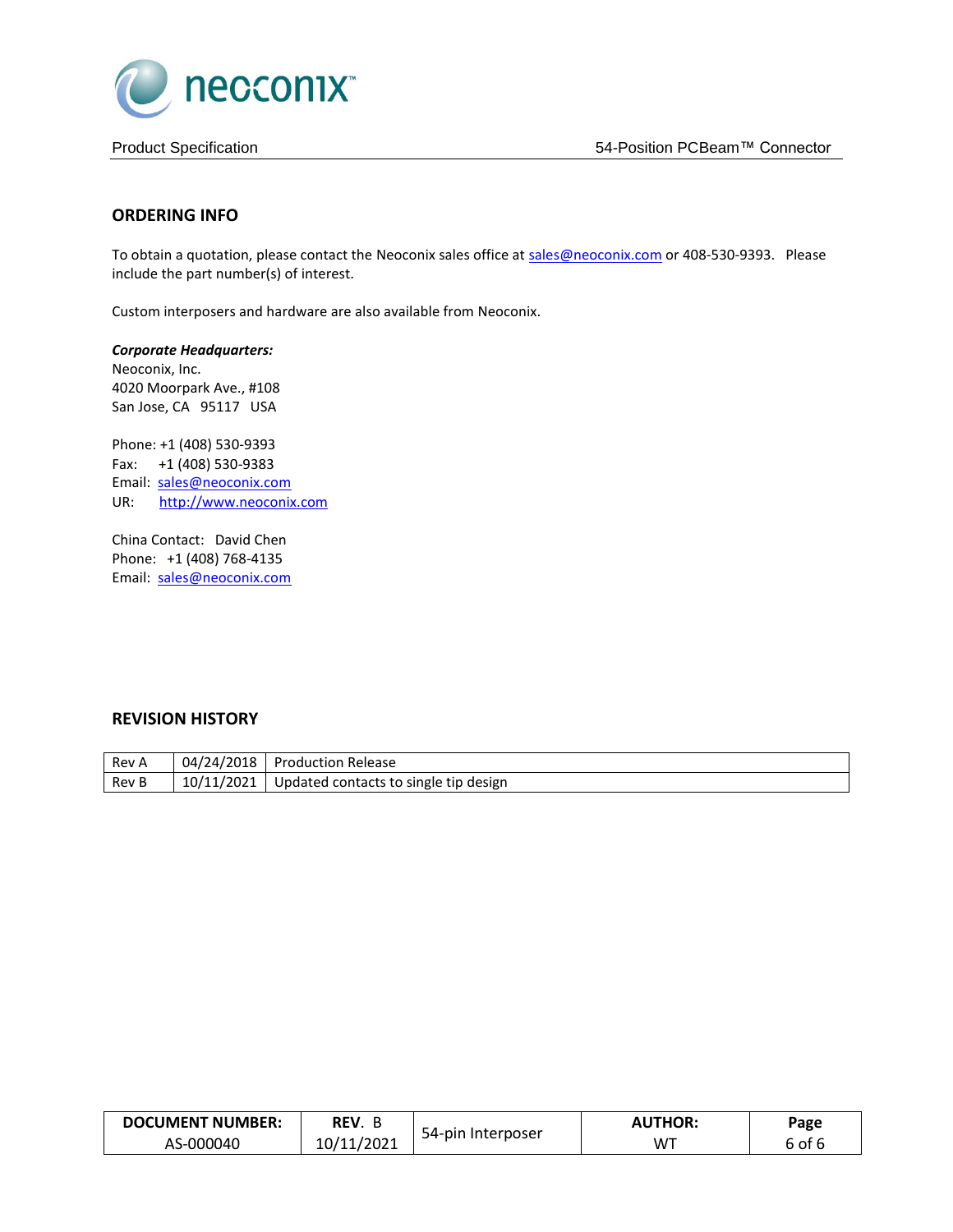## ORDERING INFO

To obtain a quotation, please contact the Neoconix sales office at sales@neoconix.com or 408-530-9393. Please include the part number(s) of interest.

Custom interposers and hardware are also available from Neoconix.

***Corporate Headquarters:***
Neoconix, Inc.
4020 Moorpark Ave., #108
San Jose, CA 95117 USA

Phone: +1 (408) 530-9393
Fax: +1 (408) 530-9383
Email: sales@neoconix.com
UR: http://www.neoconix.com

China Contact: David Chen
Phone: +1 (408) 768-4135
Email: sales@neoconix.com

## REVISION HISTORY

| | | |
|---|---|---|
| Rev A | 04/24/2018 | Production Release |
| Rev B | 10/11/2021 | Updated contacts to single tip design |

| DOCUMENT NUMBER: | REV. B | 54-pin Interposer | AUTHOR: |
|---|---|---|---|
| AS-000040 | 10/11/2021 | | WT |